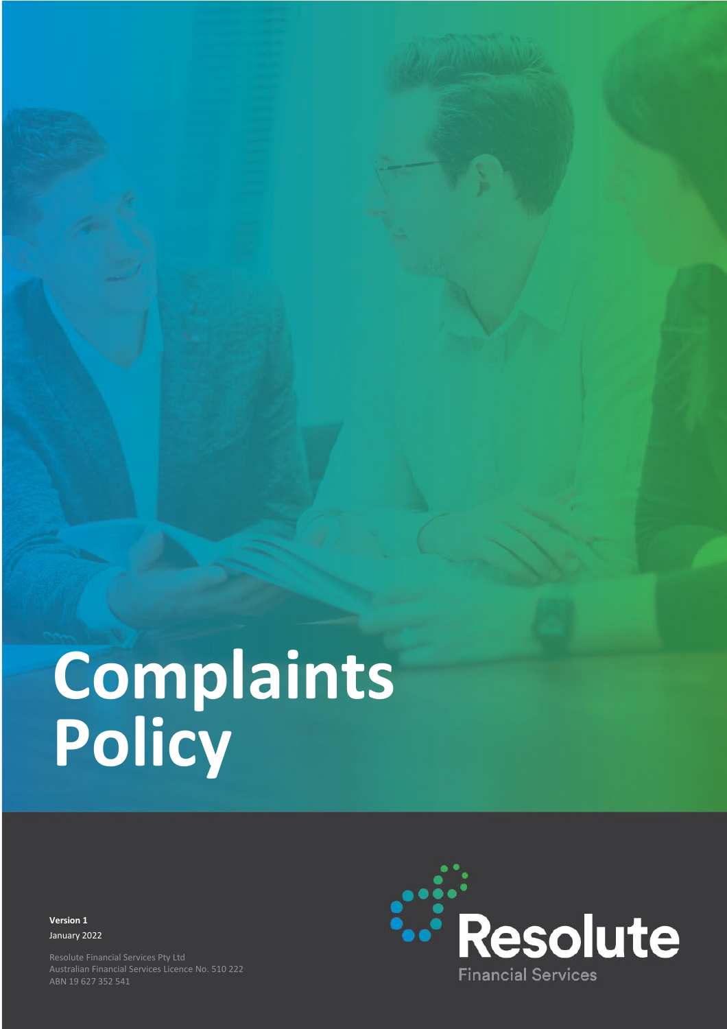# Complaints Policy

**Version 1**
January 2022

Resolute Financial Services Pty Ltd
Australian Financial Services Licence No. 510 222
ABN 19 627 352 541

Resolute
Financial Services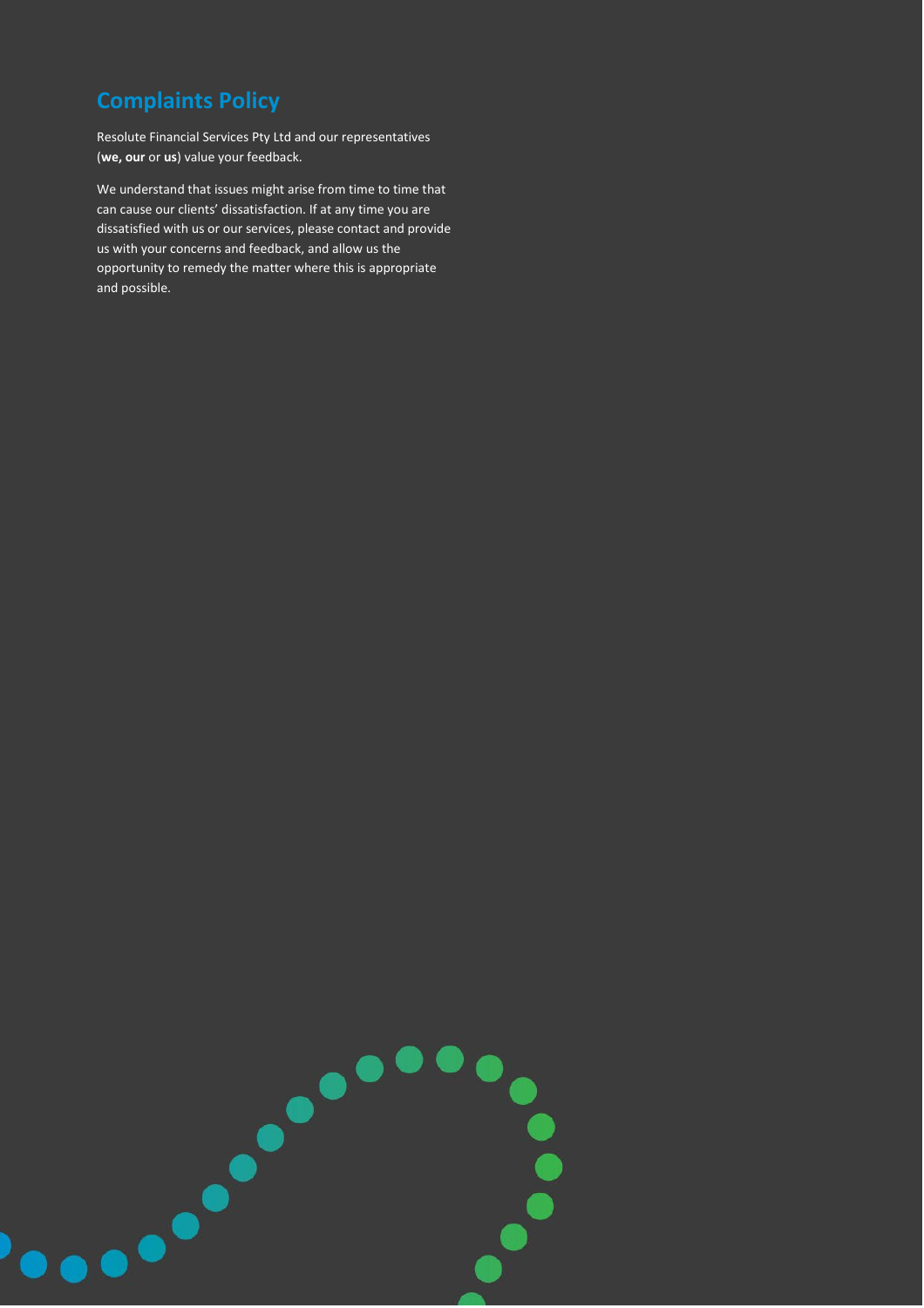# Complaints Policy

Resolute Financial Services Pty Ltd and our representatives (**we, our** or **us**) value your feedback.

We understand that issues might arise from time to time that can cause our clients' dissatisfaction. If at any time you are dissatisfied with us or our services, please contact and provide us with your concerns and feedback, and allow us the opportunity to remedy the matter where this is appropriate and possible.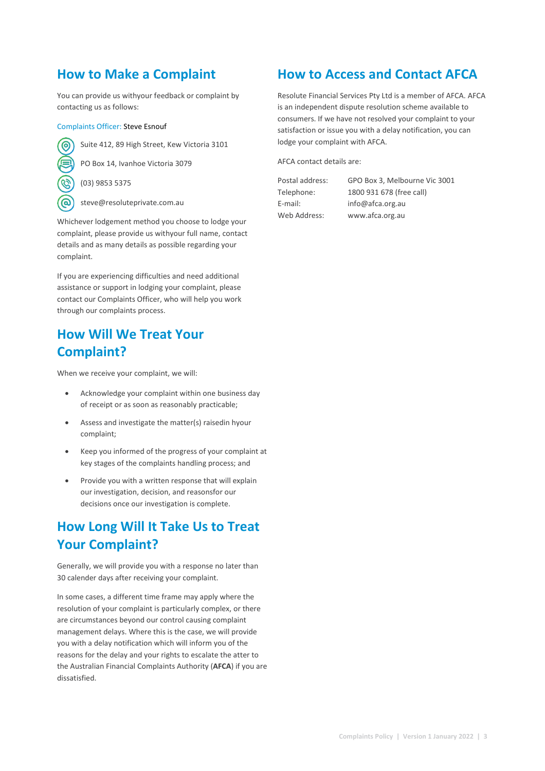## How to Make a Complaint

You can provide us withyour feedback or complaint by contacting us as follows:

Complaints Officer: Steve Esnouf

- Suite 412, 89 High Street, Kew Victoria 3101
- PO Box 14, Ivanhoe Victoria 3079
- (03) 9853 5375
- steve@resoluteprivate.com.au

Whichever lodgement method you choose to lodge your complaint, please provide us withyour full name, contact details and as many details as possible regarding your complaint.

If you are experiencing difficulties and need additional assistance or support in lodging your complaint, please contact our Complaints Officer, who will help you work through our complaints process.

## How Will We Treat Your Complaint?

When we receive your complaint, we will:

- Acknowledge your complaint within one business day of receipt or as soon as reasonably practicable;
- Assess and investigate the matter(s) raisedin hyour complaint;
- Keep you informed of the progress of your complaint at key stages of the complaints handling process; and
- Provide you with a written response that will explain our investigation, decision, and reasonsfor our decisions once our investigation is complete.

## How Long Will It Take Us to Treat Your Complaint?

Generally, we will provide you with a response no later than 30 calender days after receiving your complaint.

In some cases, a different time frame may apply where the resolution of your complaint is particularly complex, or there are circumstances beyond our control causing complaint management delays. Where this is the case, we will provide you with a delay notification which will inform you of the reasons for the delay and your rights to escalate the atter to the Australian Financial Complaints Authority (**AFCA**) if you are dissatisfied.

## How to Access and Contact AFCA

Resolute Financial Services Pty Ltd is a member of AFCA. AFCA is an independent dispute resolution scheme available to consumers. If we have not resolved your complaint to your satisfaction or issue you with a delay notification, you can lodge your complaint with AFCA.

AFCA contact details are:

| | |
|---|---|
| Postal address: | GPO Box 3, Melbourne Vic 3001 |
| Telephone: | 1800 931 678 (free call) |
| E-mail: | info@afca.org.au |
| Web Address: | www.afca.org.au |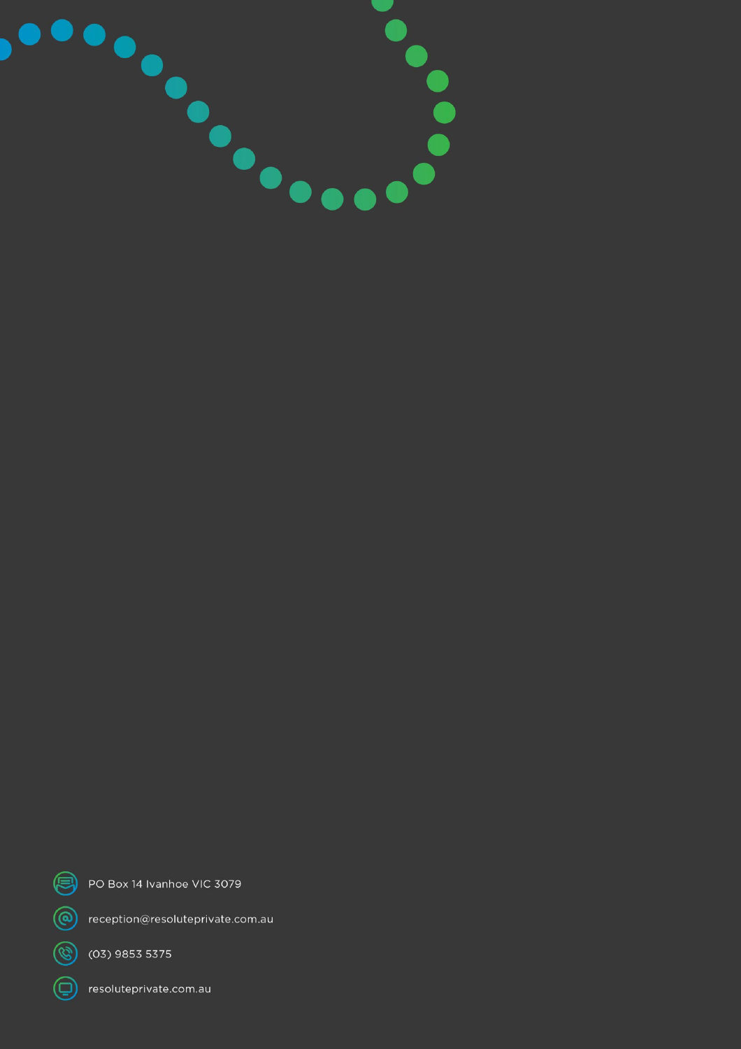PO Box 14 Ivanhoe VIC 3079

reception@resoluteprivate.com.au

(03) 9853 5375

resoluteprivate.com.au